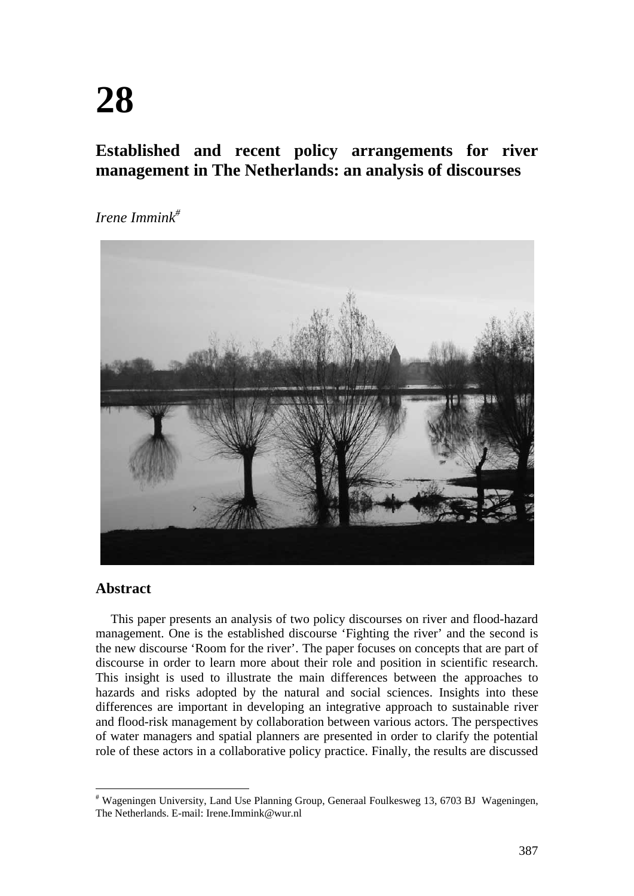# 28

## Established and recent policy arrangements for river management in The Netherlands: an analysis of discourses

*Irene Immink*[#]

### Abstract

This paper presents an analysis of two policy discourses on river and flood-hazard management. One is the established discourse 'Fighting the river' and the second is the new discourse 'Room for the river'. The paper focuses on concepts that are part of discourse in order to learn more about their role and position in scientific research. This insight is used to illustrate the main differences between the approaches to hazards and risks adopted by the natural and social sciences. Insights into these differences are important in developing an integrative approach to sustainable river and flood-risk management by collaboration between various actors. The perspectives of water managers and spatial planners are presented in order to clarify the potential role of these actors in a collaborative policy practice. Finally, the results are discussed

[#] Wageningen University, Land Use Planning Group, Generaal Foulkesweg 13, 6703 BJ Wageningen, The Netherlands. E-mail: Irene.Immink@wur.nl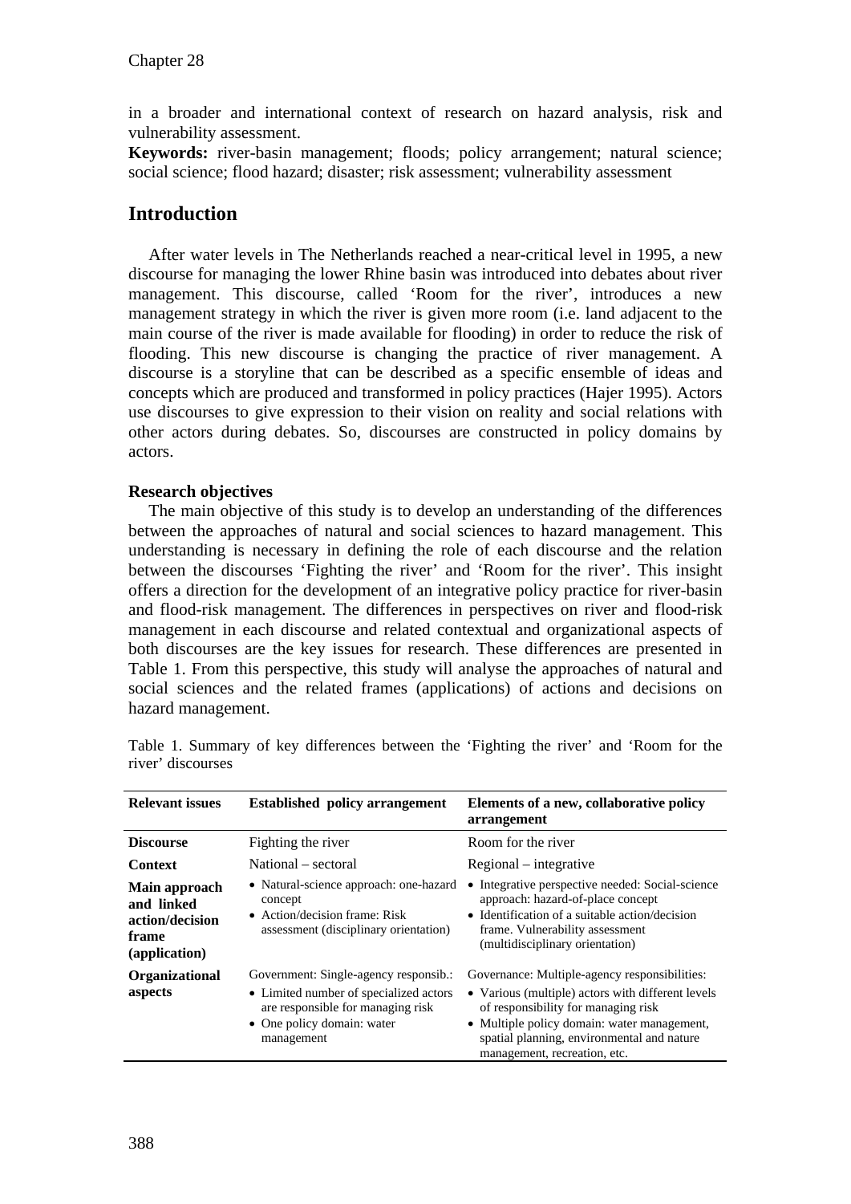in a broader and international context of research on hazard analysis, risk and vulnerability assessment.

**Keywords:** river-basin management; floods; policy arrangement; natural science; social science; flood hazard; disaster; risk assessment; vulnerability assessment

## Introduction

After water levels in The Netherlands reached a near-critical level in 1995, a new discourse for managing the lower Rhine basin was introduced into debates about river management. This discourse, called 'Room for the river', introduces a new management strategy in which the river is given more room (i.e. land adjacent to the main course of the river is made available for flooding) in order to reduce the risk of flooding. This new discourse is changing the practice of river management. A discourse is a storyline that can be described as a specific ensemble of ideas and concepts which are produced and transformed in policy practices (Hajer 1995). Actors use discourses to give expression to their vision on reality and social relations with other actors during debates. So, discourses are constructed in policy domains by actors.

### Research objectives

The main objective of this study is to develop an understanding of the differences between the approaches of natural and social sciences to hazard management. This understanding is necessary in defining the role of each discourse and the relation between the discourses 'Fighting the river' and 'Room for the river'. This insight offers a direction for the development of an integrative policy practice for river-basin and flood-risk management. The differences in perspectives on river and flood-risk management in each discourse and related contextual and organizational aspects of both discourses are the key issues for research. These differences are presented in Table 1. From this perspective, this study will analyse the approaches of natural and social sciences and the related frames (applications) of actions and decisions on hazard management.

Table 1. Summary of key differences between the 'Fighting the river' and 'Room for the river' discourses

| Relevant issues | Established policy arrangement | Elements of a new, collaborative policy arrangement |
|---|---|---|
| **Discourse** | Fighting the river | Room for the river |
| **Context** | National – sectoral | Regional – integrative |
| **Main approach and linked action/decision frame (application)** | • Natural-science approach: one-hazard concept<br>• Action/decision frame: Risk assessment (disciplinary orientation) | • Integrative perspective needed: Social-science approach: hazard-of-place concept<br>• Identification of a suitable action/decision frame. Vulnerability assessment (multidisciplinary orientation) |
| **Organizational aspects** | Government: Single-agency responsib.:<br>• Limited number of specialized actors are responsible for managing risk<br>• One policy domain: water management | Governance: Multiple-agency responsibilities:<br>• Various (multiple) actors with different levels of responsibility for managing risk<br>• Multiple policy domain: water management, spatial planning, environmental and nature management, recreation, etc. |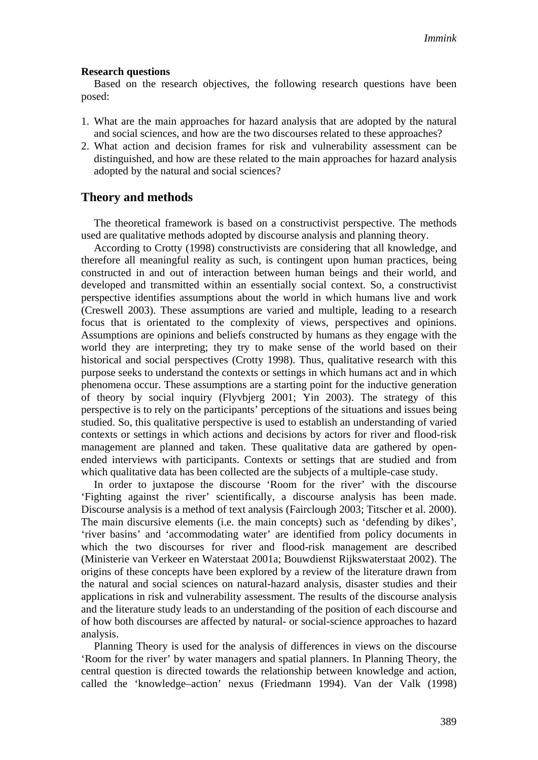**Research questions**

Based on the research objectives, the following research questions have been posed:

1. What are the main approaches for hazard analysis that are adopted by the natural and social sciences, and how are the two discourses related to these approaches?
2. What action and decision frames for risk and vulnerability assessment can be distinguished, and how are these related to the main approaches for hazard analysis adopted by the natural and social sciences?

## Theory and methods

The theoretical framework is based on a constructivist perspective. The methods used are qualitative methods adopted by discourse analysis and planning theory.

According to Crotty (1998) constructivists are considering that all knowledge, and therefore all meaningful reality as such, is contingent upon human practices, being constructed in and out of interaction between human beings and their world, and developed and transmitted within an essentially social context. So, a constructivist perspective identifies assumptions about the world in which humans live and work (Creswell 2003). These assumptions are varied and multiple, leading to a research focus that is orientated to the complexity of views, perspectives and opinions. Assumptions are opinions and beliefs constructed by humans as they engage with the world they are interpreting; they try to make sense of the world based on their historical and social perspectives (Crotty 1998). Thus, qualitative research with this purpose seeks to understand the contexts or settings in which humans act and in which phenomena occur. These assumptions are a starting point for the inductive generation of theory by social inquiry (Flyvbjerg 2001; Yin 2003). The strategy of this perspective is to rely on the participants' perceptions of the situations and issues being studied. So, this qualitative perspective is used to establish an understanding of varied contexts or settings in which actions and decisions by actors for river and flood-risk management are planned and taken. These qualitative data are gathered by open-ended interviews with participants. Contexts or settings that are studied and from which qualitative data has been collected are the subjects of a multiple-case study.

In order to juxtapose the discourse 'Room for the river' with the discourse 'Fighting against the river' scientifically, a discourse analysis has been made. Discourse analysis is a method of text analysis (Fairclough 2003; Titscher et al. 2000). The main discursive elements (i.e. the main concepts) such as 'defending by dikes', 'river basins' and 'accommodating water' are identified from policy documents in which the two discourses for river and flood-risk management are described (Ministerie van Verkeer en Waterstaat 2001a; Bouwdienst Rijkswaterstaat 2002). The origins of these concepts have been explored by a review of the literature drawn from the natural and social sciences on natural-hazard analysis, disaster studies and their applications in risk and vulnerability assessment. The results of the discourse analysis and the literature study leads to an understanding of the position of each discourse and of how both discourses are affected by natural- or social-science approaches to hazard analysis.

Planning Theory is used for the analysis of differences in views on the discourse 'Room for the river' by water managers and spatial planners. In Planning Theory, the central question is directed towards the relationship between knowledge and action, called the 'knowledge–action' nexus (Friedmann 1994). Van der Valk (1998)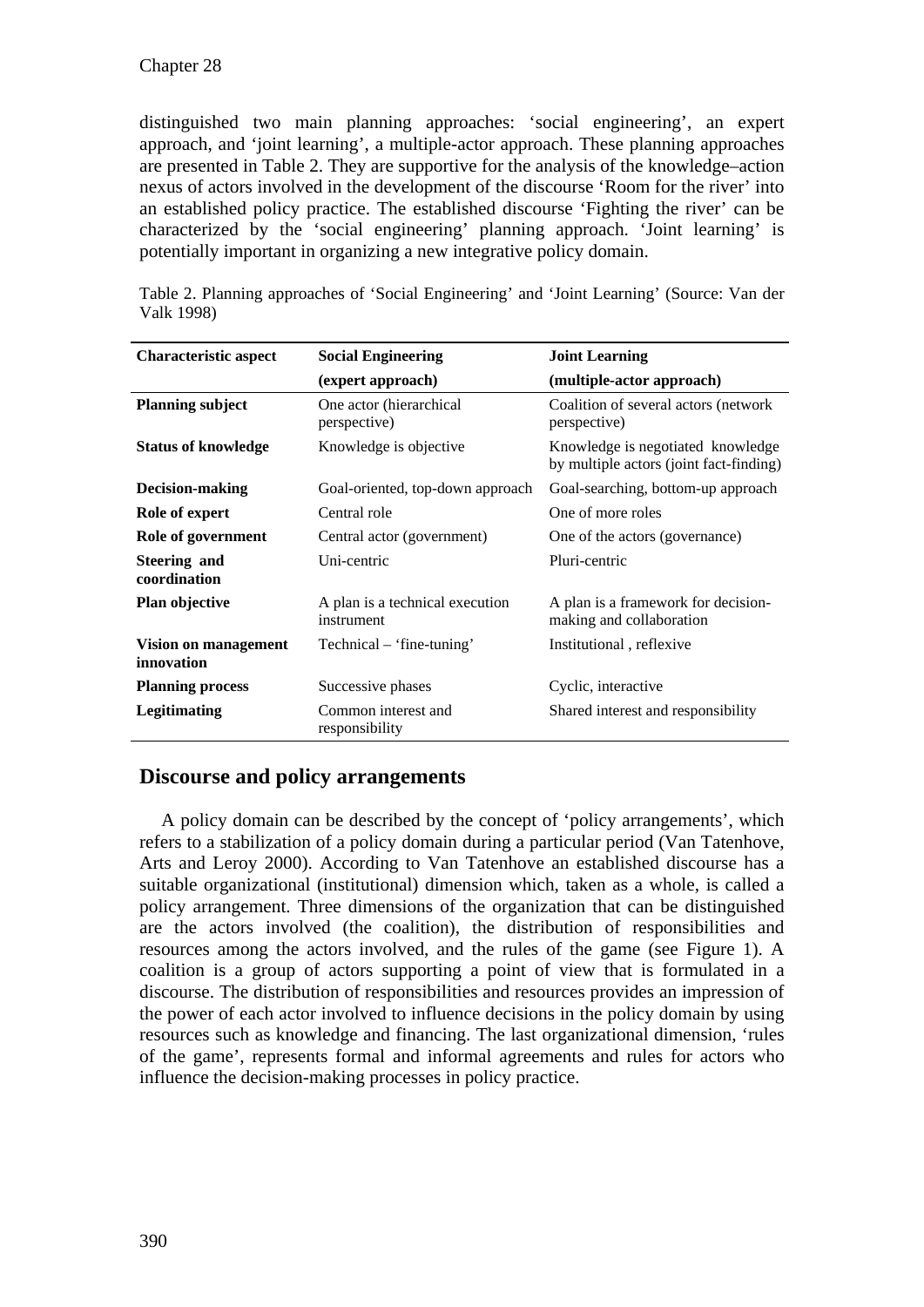distinguished two main planning approaches: 'social engineering', an expert approach, and 'joint learning', a multiple-actor approach. These planning approaches are presented in Table 2. They are supportive for the analysis of the knowledge–action nexus of actors involved in the development of the discourse 'Room for the river' into an established policy practice. The established discourse 'Fighting the river' can be characterized by the 'social engineering' planning approach. 'Joint learning' is potentially important in organizing a new integrative policy domain.

Table 2. Planning approaches of 'Social Engineering' and 'Joint Learning' (Source: Van der Valk 1998)

| Characteristic aspect | Social Engineering (expert approach) | Joint Learning (multiple-actor approach) |
|---|---|---|
| **Planning subject** | One actor (hierarchical perspective) | Coalition of several actors (network perspective) |
| **Status of knowledge** | Knowledge is objective | Knowledge is negotiated knowledge by multiple actors (joint fact-finding) |
| **Decision-making** | Goal-oriented, top-down approach | Goal-searching, bottom-up approach |
| **Role of expert** | Central role | One of more roles |
| **Role of government** | Central actor (government) | One of the actors (governance) |
| **Steering and coordination** | Uni-centric | Pluri-centric |
| **Plan objective** | A plan is a technical execution instrument | A plan is a framework for decision-making and collaboration |
| **Vision on management innovation** | Technical – 'fine-tuning' | Institutional , reflexive |
| **Planning process** | Successive phases | Cyclic, interactive |
| **Legitimating** | Common interest and responsibility | Shared interest and responsibility |

## Discourse and policy arrangements

A policy domain can be described by the concept of 'policy arrangements', which refers to a stabilization of a policy domain during a particular period (Van Tatenhove, Arts and Leroy 2000). According to Van Tatenhove an established discourse has a suitable organizational (institutional) dimension which, taken as a whole, is called a policy arrangement. Three dimensions of the organization that can be distinguished are the actors involved (the coalition), the distribution of responsibilities and resources among the actors involved, and the rules of the game (see Figure 1). A coalition is a group of actors supporting a point of view that is formulated in a discourse. The distribution of responsibilities and resources provides an impression of the power of each actor involved to influence decisions in the policy domain by using resources such as knowledge and financing. The last organizational dimension, 'rules of the game', represents formal and informal agreements and rules for actors who influence the decision-making processes in policy practice.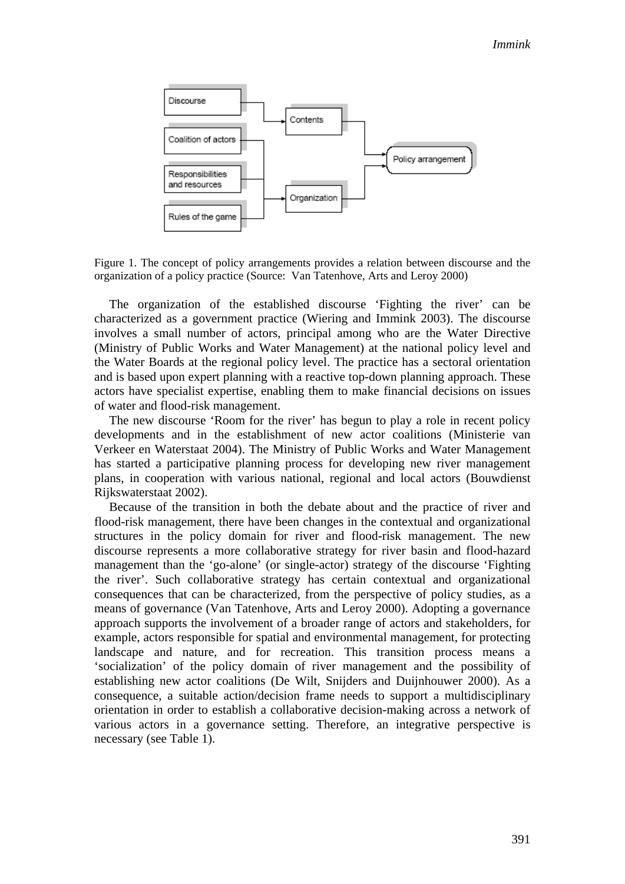Figure 1. The concept of policy arrangements provides a relation between discourse and the organization of a policy practice (Source: Van Tatenhove, Arts and Leroy 2000)

The organization of the established discourse 'Fighting the river' can be characterized as a government practice (Wiering and Immink 2003). The discourse involves a small number of actors, principal among who are the Water Directive (Ministry of Public Works and Water Management) at the national policy level and the Water Boards at the regional policy level. The practice has a sectoral orientation and is based upon expert planning with a reactive top-down planning approach. These actors have specialist expertise, enabling them to make financial decisions on issues of water and flood-risk management.

The new discourse 'Room for the river' has begun to play a role in recent policy developments and in the establishment of new actor coalitions (Ministerie van Verkeer en Waterstaat 2004). The Ministry of Public Works and Water Management has started a participative planning process for developing new river management plans, in cooperation with various national, regional and local actors (Bouwdienst Rijkswaterstaat 2002).

Because of the transition in both the debate about and the practice of river and flood-risk management, there have been changes in the contextual and organizational structures in the policy domain for river and flood-risk management. The new discourse represents a more collaborative strategy for river basin and flood-hazard management than the 'go-alone' (or single-actor) strategy of the discourse 'Fighting the river'. Such collaborative strategy has certain contextual and organizational consequences that can be characterized, from the perspective of policy studies, as a means of governance (Van Tatenhove, Arts and Leroy 2000). Adopting a governance approach supports the involvement of a broader range of actors and stakeholders, for example, actors responsible for spatial and environmental management, for protecting landscape and nature, and for recreation. This transition process means a 'socialization' of the policy domain of river management and the possibility of establishing new actor coalitions (De Wilt, Snijders and Duijnhouwer 2000). As a consequence, a suitable action/decision frame needs to support a multidisciplinary orientation in order to establish a collaborative decision-making across a network of various actors in a governance setting. Therefore, an integrative perspective is necessary (see Table 1).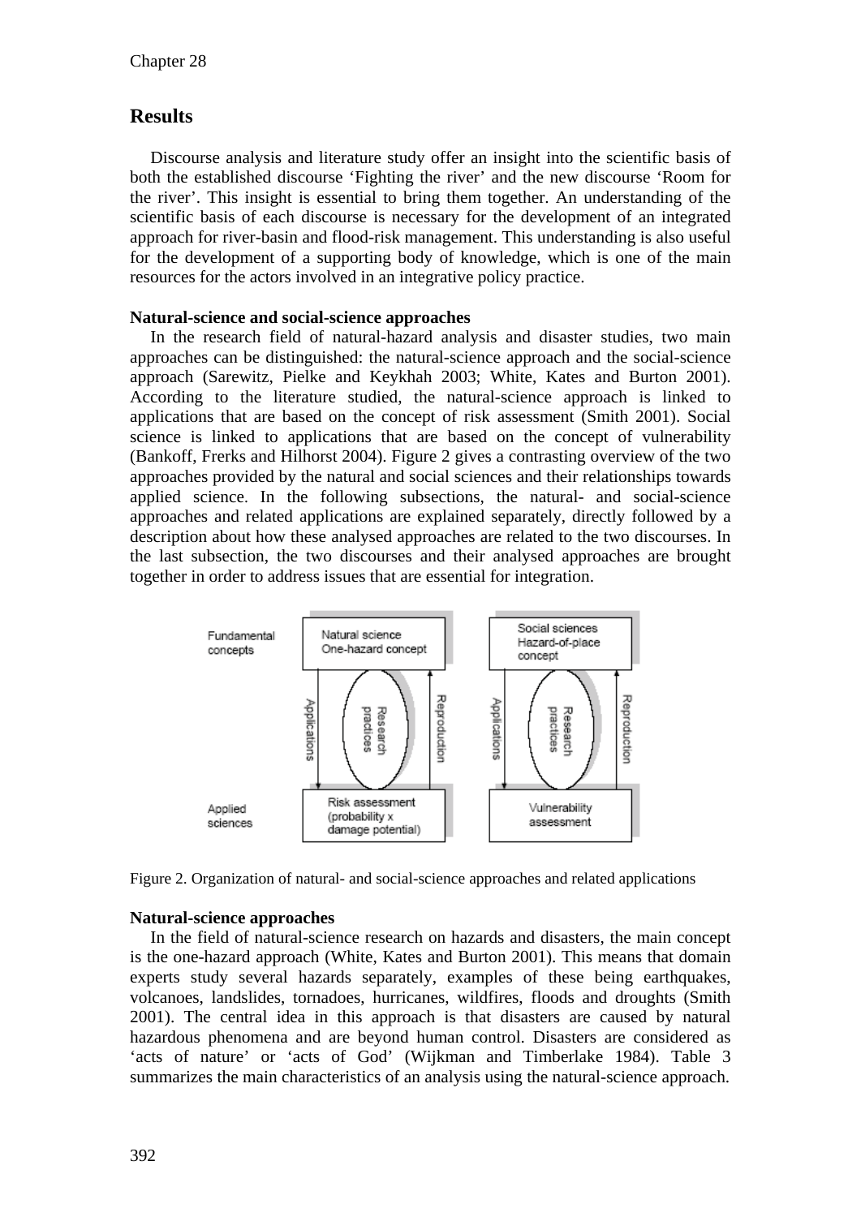## Results

Discourse analysis and literature study offer an insight into the scientific basis of both the established discourse 'Fighting the river' and the new discourse 'Room for the river'. This insight is essential to bring them together. An understanding of the scientific basis of each discourse is necessary for the development of an integrated approach for river-basin and flood-risk management. This understanding is also useful for the development of a supporting body of knowledge, which is one of the main resources for the actors involved in an integrative policy practice.

### Natural-science and social-science approaches

In the research field of natural-hazard analysis and disaster studies, two main approaches can be distinguished: the natural-science approach and the social-science approach (Sarewitz, Pielke and Keykhah 2003; White, Kates and Burton 2001). According to the literature studied, the natural-science approach is linked to applications that are based on the concept of risk assessment (Smith 2001). Social science is linked to applications that are based on the concept of vulnerability (Bankoff, Frerks and Hilhorst 2004). Figure 2 gives a contrasting overview of the two approaches provided by the natural and social sciences and their relationships towards applied science. In the following subsections, the natural- and social-science approaches and related applications are explained separately, directly followed by a description about how these analysed approaches are related to the two discourses. In the last subsection, the two discourses and their analysed approaches are brought together in order to address issues that are essential for integration.

| | Natural science | Social sciences |
|---|---|---|
| Fundamental concepts | Natural science<br>One-hazard concept | Social sciences<br>Hazard-of-place concept |
| (Applications ↓ / Research practices / Reproduction ↑) | Applications – Research practices – Reproduction | Applications – Research practices – Reproduction |
| Applied sciences | Risk assessment (probability x damage potential) | Vulnerability assessment |

Figure 2. Organization of natural- and social-science approaches and related applications

### Natural-science approaches

In the field of natural-science research on hazards and disasters, the main concept is the one-hazard approach (White, Kates and Burton 2001). This means that domain experts study several hazards separately, examples of these being earthquakes, volcanoes, landslides, tornadoes, hurricanes, wildfires, floods and droughts (Smith 2001). The central idea in this approach is that disasters are caused by natural hazardous phenomena and are beyond human control. Disasters are considered as 'acts of nature' or 'acts of God' (Wijkman and Timberlake 1984). Table 3 summarizes the main characteristics of an analysis using the natural-science approach.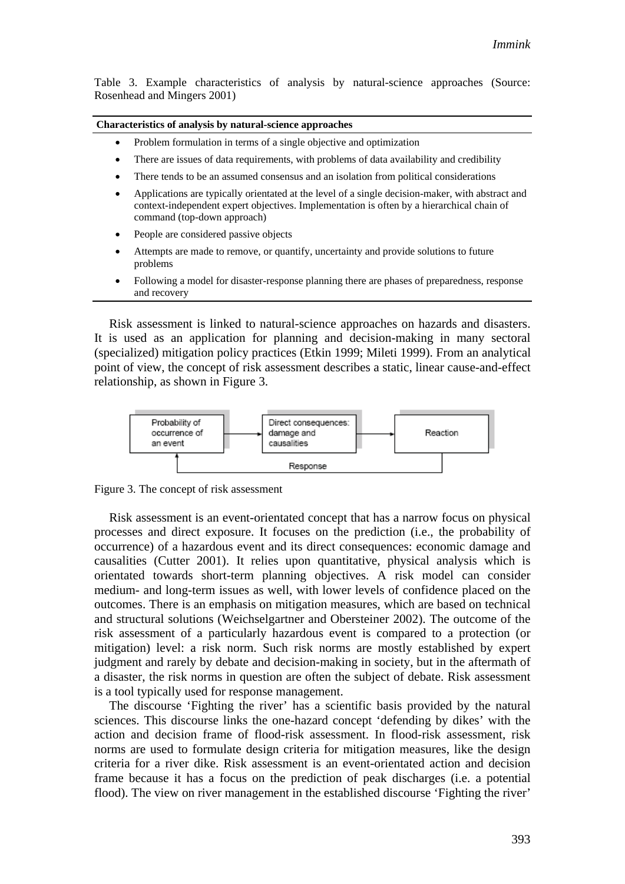Table 3. Example characteristics of analysis by natural-science approaches (Source: Rosenhead and Mingers 2001)

| **Characteristics of analysis by natural-science approaches** |
| --- |
| • Problem formulation in terms of a single objective and optimization |
| • There are issues of data requirements, with problems of data availability and credibility |
| • There tends to be an assumed consensus and an isolation from political considerations |
| • Applications are typically orientated at the level of a single decision-maker, with abstract and context-independent expert objectives. Implementation is often by a hierarchical chain of command (top-down approach) |
| • People are considered passive objects |
| • Attempts are made to remove, or quantify, uncertainty and provide solutions to future problems |
| • Following a model for disaster-response planning there are phases of preparedness, response and recovery |

Risk assessment is linked to natural-science approaches on hazards and disasters. It is used as an application for planning and decision-making in many sectoral (specialized) mitigation policy practices (Etkin 1999; Mileti 1999). From an analytical point of view, the concept of risk assessment describes a static, linear cause-and-effect relationship, as shown in Figure 3.

Probability of occurrence of an event → Direct consequences: damage and causalities → Reaction; Response (from Reaction back to Probability of occurrence of an event)

Figure 3. The concept of risk assessment

Risk assessment is an event-orientated concept that has a narrow focus on physical processes and direct exposure. It focuses on the prediction (i.e., the probability of occurrence) of a hazardous event and its direct consequences: economic damage and causalities (Cutter 2001). It relies upon quantitative, physical analysis which is orientated towards short-term planning objectives. A risk model can consider medium- and long-term issues as well, with lower levels of confidence placed on the outcomes. There is an emphasis on mitigation measures, which are based on technical and structural solutions (Weichselgartner and Obersteiner 2002). The outcome of the risk assessment of a particularly hazardous event is compared to a protection (or mitigation) level: a risk norm. Such risk norms are mostly established by expert judgment and rarely by debate and decision-making in society, but in the aftermath of a disaster, the risk norms in question are often the subject of debate. Risk assessment is a tool typically used for response management.

The discourse 'Fighting the river' has a scientific basis provided by the natural sciences. This discourse links the one-hazard concept 'defending by dikes' with the action and decision frame of flood-risk assessment. In flood-risk assessment, risk norms are used to formulate design criteria for mitigation measures, like the design criteria for a river dike. Risk assessment is an event-orientated action and decision frame because it has a focus on the prediction of peak discharges (i.e. a potential flood). The view on river management in the established discourse 'Fighting the river'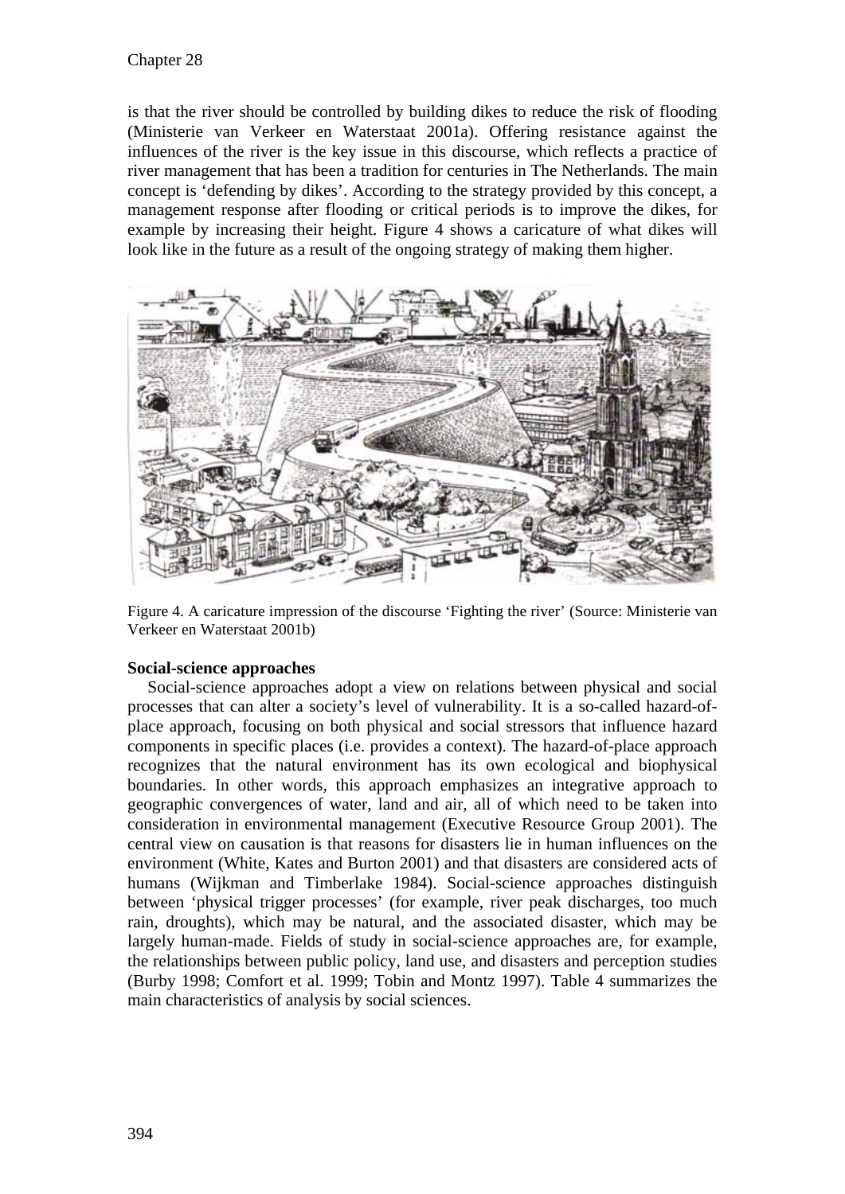is that the river should be controlled by building dikes to reduce the risk of flooding (Ministerie van Verkeer en Waterstaat 2001a). Offering resistance against the influences of the river is the key issue in this discourse, which reflects a practice of river management that has been a tradition for centuries in The Netherlands. The main concept is 'defending by dikes'. According to the strategy provided by this concept, a management response after flooding or critical periods is to improve the dikes, for example by increasing their height. Figure 4 shows a caricature of what dikes will look like in the future as a result of the ongoing strategy of making them higher.

Figure 4. A caricature impression of the discourse 'Fighting the river' (Source: Ministerie van Verkeer en Waterstaat 2001b)

**Social-science approaches**

Social-science approaches adopt a view on relations between physical and social processes that can alter a society's level of vulnerability. It is a so-called hazard-of-place approach, focusing on both physical and social stressors that influence hazard components in specific places (i.e. provides a context). The hazard-of-place approach recognizes that the natural environment has its own ecological and biophysical boundaries. In other words, this approach emphasizes an integrative approach to geographic convergences of water, land and air, all of which need to be taken into consideration in environmental management (Executive Resource Group 2001). The central view on causation is that reasons for disasters lie in human influences on the environment (White, Kates and Burton 2001) and that disasters are considered acts of humans (Wijkman and Timberlake 1984). Social-science approaches distinguish between 'physical trigger processes' (for example, river peak discharges, too much rain, droughts), which may be natural, and the associated disaster, which may be largely human-made. Fields of study in social-science approaches are, for example, the relationships between public policy, land use, and disasters and perception studies (Burby 1998; Comfort et al. 1999; Tobin and Montz 1997). Table 4 summarizes the main characteristics of analysis by social sciences.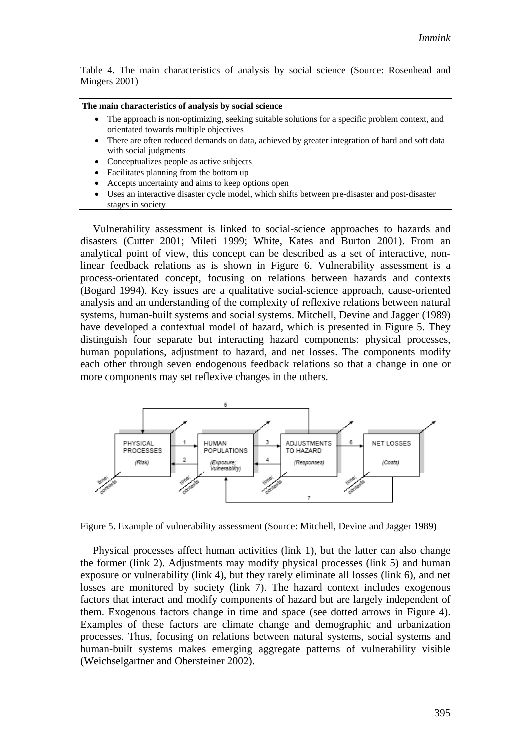Table 4. The main characteristics of analysis by social science (Source: Rosenhead and Mingers 2001)

| The main characteristics of analysis by social science |
|---|
| • The approach is non-optimizing, seeking suitable solutions for a specific problem context, and orientated towards multiple objectives<br>• There are often reduced demands on data, achieved by greater integration of hard and soft data with social judgments<br>• Conceptualizes people as active subjects<br>• Facilitates planning from the bottom up<br>• Accepts uncertainty and aims to keep options open<br>• Uses an interactive disaster cycle model, which shifts between pre-disaster and post-disaster stages in society |

Vulnerability assessment is linked to social-science approaches to hazards and disasters (Cutter 2001; Mileti 1999; White, Kates and Burton 2001). From an analytical point of view, this concept can be described as a set of interactive, non-linear feedback relations as is shown in Figure 6. Vulnerability assessment is a process-orientated concept, focusing on relations between hazards and contexts (Bogard 1994). Key issues are a qualitative social-science approach, cause-oriented analysis and an understanding of the complexity of reflexive relations between natural systems, human-built systems and social systems. Mitchell, Devine and Jagger (1989) have developed a contextual model of hazard, which is presented in Figure 5. They distinguish four separate but interacting hazard components: physical processes, human populations, adjustment to hazard, and net losses. The components modify each other through seven endogenous feedback relations so that a change in one or more components may set reflexive changes in the others.

Figure 5. Example of vulnerability assessment (Source: Mitchell, Devine and Jagger 1989)

Physical processes affect human activities (link 1), but the latter can also change the former (link 2). Adjustments may modify physical processes (link 5) and human exposure or vulnerability (link 4), but they rarely eliminate all losses (link 6), and net losses are monitored by society (link 7). The hazard context includes exogenous factors that interact and modify components of hazard but are largely independent of them. Exogenous factors change in time and space (see dotted arrows in Figure 4). Examples of these factors are climate change and demographic and urbanization processes. Thus, focusing on relations between natural systems, social systems and human-built systems makes emerging aggregate patterns of vulnerability visible (Weichselgartner and Obersteiner 2002).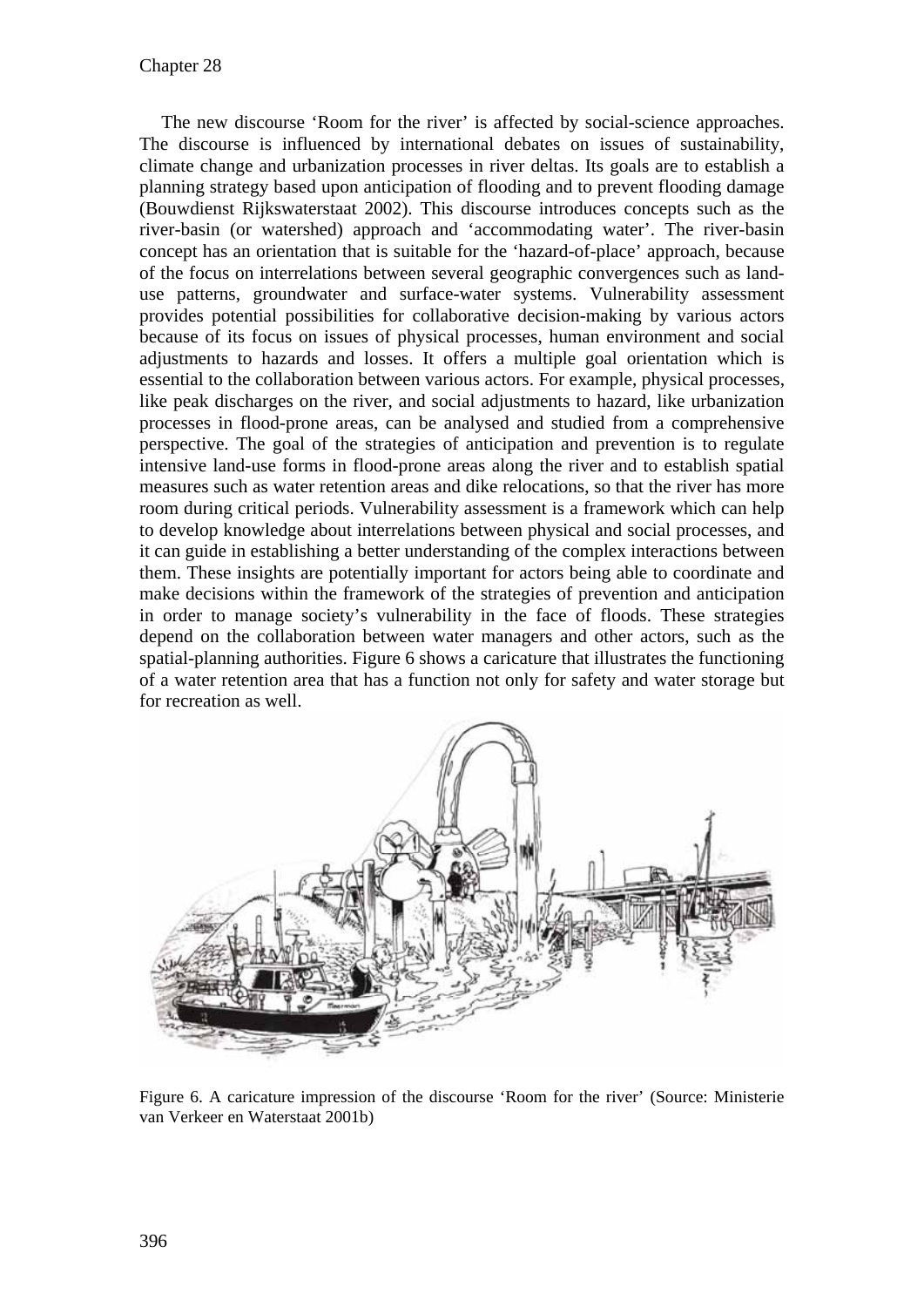The new discourse 'Room for the river' is affected by social-science approaches. The discourse is influenced by international debates on issues of sustainability, climate change and urbanization processes in river deltas. Its goals are to establish a planning strategy based upon anticipation of flooding and to prevent flooding damage (Bouwdienst Rijkswaterstaat 2002). This discourse introduces concepts such as the river-basin (or watershed) approach and 'accommodating water'. The river-basin concept has an orientation that is suitable for the 'hazard-of-place' approach, because of the focus on interrelations between several geographic convergences such as land-use patterns, groundwater and surface-water systems. Vulnerability assessment provides potential possibilities for collaborative decision-making by various actors because of its focus on issues of physical processes, human environment and social adjustments to hazards and losses. It offers a multiple goal orientation which is essential to the collaboration between various actors. For example, physical processes, like peak discharges on the river, and social adjustments to hazard, like urbanization processes in flood-prone areas, can be analysed and studied from a comprehensive perspective. The goal of the strategies of anticipation and prevention is to regulate intensive land-use forms in flood-prone areas along the river and to establish spatial measures such as water retention areas and dike relocations, so that the river has more room during critical periods. Vulnerability assessment is a framework which can help to develop knowledge about interrelations between physical and social processes, and it can guide in establishing a better understanding of the complex interactions between them. These insights are potentially important for actors being able to coordinate and make decisions within the framework of the strategies of prevention and anticipation in order to manage society's vulnerability in the face of floods. These strategies depend on the collaboration between water managers and other actors, such as the spatial-planning authorities. Figure 6 shows a caricature that illustrates the functioning of a water retention area that has a function not only for safety and water storage but for recreation as well.

Figure 6. A caricature impression of the discourse 'Room for the river' (Source: Ministerie van Verkeer en Waterstaat 2001b)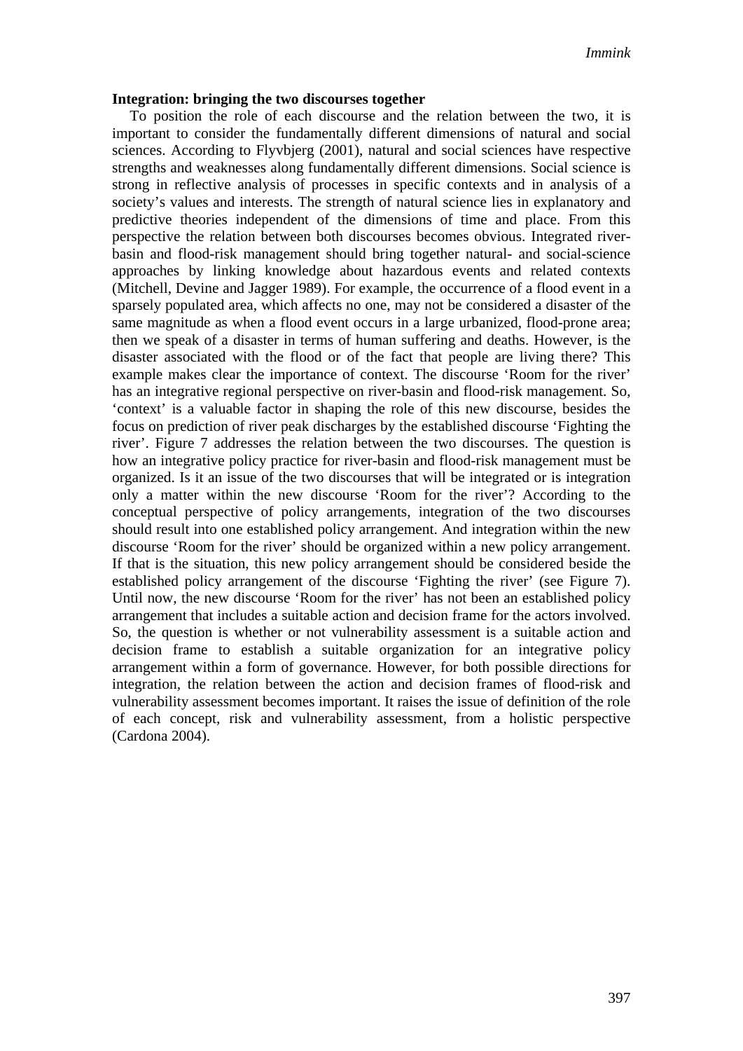**Integration: bringing the two discourses together**

To position the role of each discourse and the relation between the two, it is important to consider the fundamentally different dimensions of natural and social sciences. According to Flyvbjerg (2001), natural and social sciences have respective strengths and weaknesses along fundamentally different dimensions. Social science is strong in reflective analysis of processes in specific contexts and in analysis of a society's values and interests. The strength of natural science lies in explanatory and predictive theories independent of the dimensions of time and place. From this perspective the relation between both discourses becomes obvious. Integrated river-basin and flood-risk management should bring together natural- and social-science approaches by linking knowledge about hazardous events and related contexts (Mitchell, Devine and Jagger 1989). For example, the occurrence of a flood event in a sparsely populated area, which affects no one, may not be considered a disaster of the same magnitude as when a flood event occurs in a large urbanized, flood-prone area; then we speak of a disaster in terms of human suffering and deaths. However, is the disaster associated with the flood or of the fact that people are living there? This example makes clear the importance of context. The discourse 'Room for the river' has an integrative regional perspective on river-basin and flood-risk management. So, 'context' is a valuable factor in shaping the role of this new discourse, besides the focus on prediction of river peak discharges by the established discourse 'Fighting the river'. Figure 7 addresses the relation between the two discourses. The question is how an integrative policy practice for river-basin and flood-risk management must be organized. Is it an issue of the two discourses that will be integrated or is integration only a matter within the new discourse 'Room for the river'? According to the conceptual perspective of policy arrangements, integration of the two discourses should result into one established policy arrangement. And integration within the new discourse 'Room for the river' should be organized within a new policy arrangement. If that is the situation, this new policy arrangement should be considered beside the established policy arrangement of the discourse 'Fighting the river' (see Figure 7). Until now, the new discourse 'Room for the river' has not been an established policy arrangement that includes a suitable action and decision frame for the actors involved. So, the question is whether or not vulnerability assessment is a suitable action and decision frame to establish a suitable organization for an integrative policy arrangement within a form of governance. However, for both possible directions for integration, the relation between the action and decision frames of flood-risk and vulnerability assessment becomes important. It raises the issue of definition of the role of each concept, risk and vulnerability assessment, from a holistic perspective (Cardona 2004).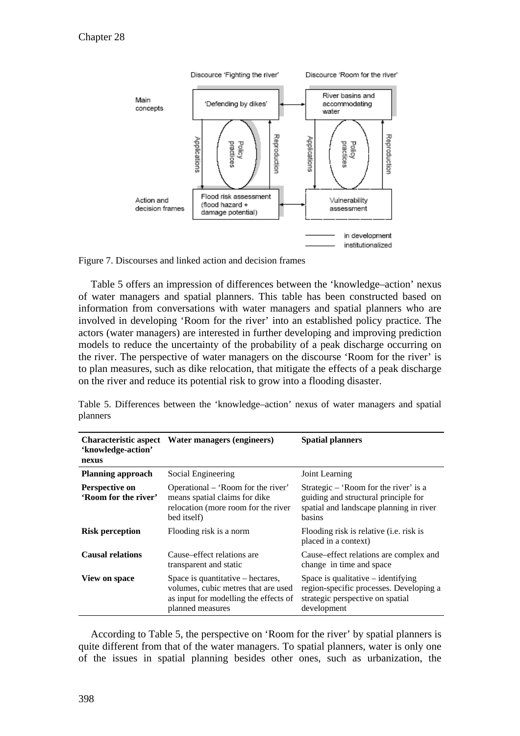Figure 7. Discourses and linked action and decision frames

Table 5 offers an impression of differences between the 'knowledge–action' nexus of water managers and spatial planners. This table has been constructed based on information from conversations with water managers and spatial planners who are involved in developing 'Room for the river' into an established policy practice. The actors (water managers) are interested in further developing and improving prediction models to reduce the uncertainty of the probability of a peak discharge occurring on the river. The perspective of water managers on the discourse 'Room for the river' is to plan measures, such as dike relocation, that mitigate the effects of a peak discharge on the river and reduce its potential risk to grow into a flooding disaster.

Table 5. Differences between the 'knowledge–action' nexus of water managers and spatial planners

| Characteristic aspect 'knowledge-action' nexus | Water managers (engineers) | Spatial planners |
|---|---|---|
| **Planning approach** | Social Engineering | Joint Learning |
| **Perspective on 'Room for the river'** | Operational – 'Room for the river' means spatial claims for dike relocation (more room for the river bed itself) | Strategic – 'Room for the river' is a guiding and structural principle for spatial and landscape planning in river basins |
| **Risk perception** | Flooding risk is a norm | Flooding risk is relative (i.e. risk is placed in a context) |
| **Causal relations** | Cause–effect relations are transparent and static | Cause–effect relations are complex and change in time and space |
| **View on space** | Space is quantitative – hectares, volumes, cubic metres that are used as input for modelling the effects of planned measures | Space is qualitative – identifying region-specific processes. Developing a strategic perspective on spatial development |

According to Table 5, the perspective on 'Room for the river' by spatial planners is quite different from that of the water managers. To spatial planners, water is only one of the issues in spatial planning besides other ones, such as urbanization, the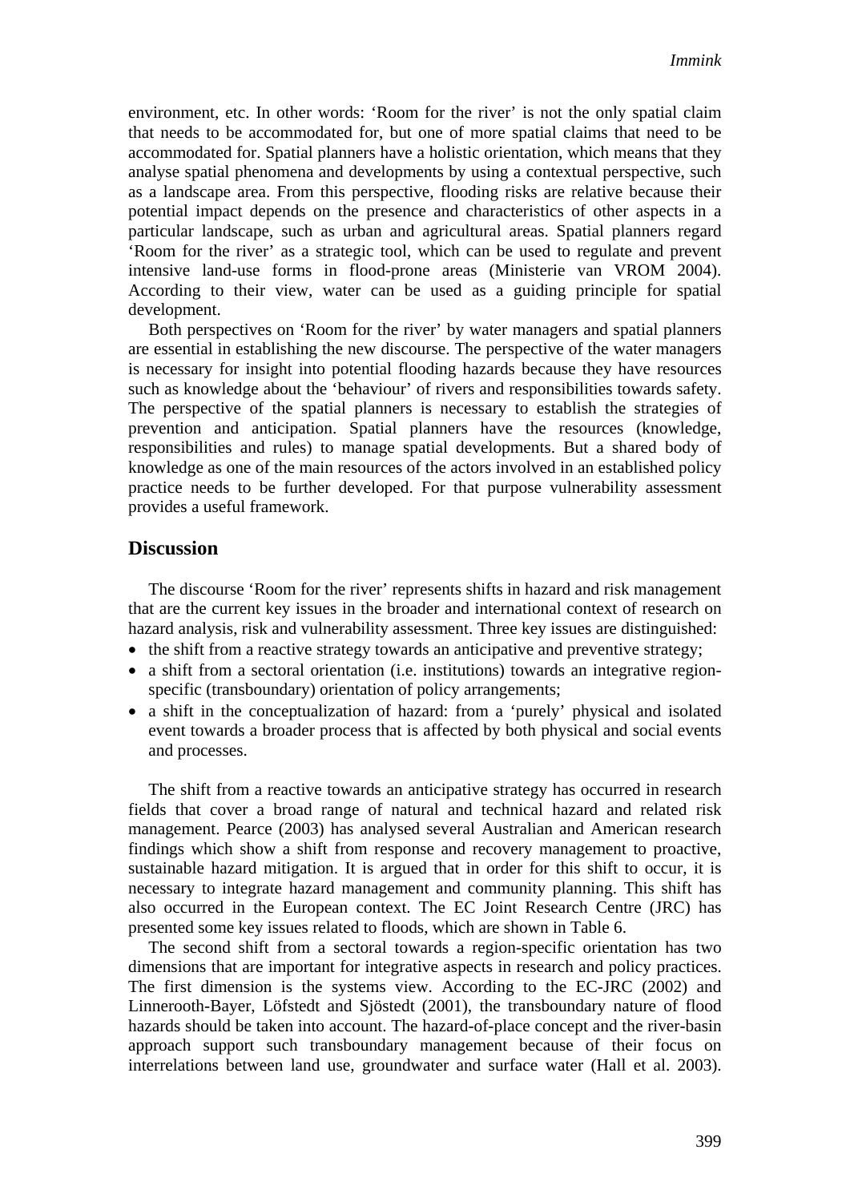environment, etc. In other words: 'Room for the river' is not the only spatial claim that needs to be accommodated for, but one of more spatial claims that need to be accommodated for. Spatial planners have a holistic orientation, which means that they analyse spatial phenomena and developments by using a contextual perspective, such as a landscape area. From this perspective, flooding risks are relative because their potential impact depends on the presence and characteristics of other aspects in a particular landscape, such as urban and agricultural areas. Spatial planners regard 'Room for the river' as a strategic tool, which can be used to regulate and prevent intensive land-use forms in flood-prone areas (Ministerie van VROM 2004). According to their view, water can be used as a guiding principle for spatial development.

Both perspectives on 'Room for the river' by water managers and spatial planners are essential in establishing the new discourse. The perspective of the water managers is necessary for insight into potential flooding hazards because they have resources such as knowledge about the 'behaviour' of rivers and responsibilities towards safety. The perspective of the spatial planners is necessary to establish the strategies of prevention and anticipation. Spatial planners have the resources (knowledge, responsibilities and rules) to manage spatial developments. But a shared body of knowledge as one of the main resources of the actors involved in an established policy practice needs to be further developed. For that purpose vulnerability assessment provides a useful framework.

## Discussion

The discourse 'Room for the river' represents shifts in hazard and risk management that are the current key issues in the broader and international context of research on hazard analysis, risk and vulnerability assessment. Three key issues are distinguished:

- the shift from a reactive strategy towards an anticipative and preventive strategy;
- a shift from a sectoral orientation (i.e. institutions) towards an integrative region-specific (transboundary) orientation of policy arrangements;
- a shift in the conceptualization of hazard: from a 'purely' physical and isolated event towards a broader process that is affected by both physical and social events and processes.

The shift from a reactive towards an anticipative strategy has occurred in research fields that cover a broad range of natural and technical hazard and related risk management. Pearce (2003) has analysed several Australian and American research findings which show a shift from response and recovery management to proactive, sustainable hazard mitigation. It is argued that in order for this shift to occur, it is necessary to integrate hazard management and community planning. This shift has also occurred in the European context. The EC Joint Research Centre (JRC) has presented some key issues related to floods, which are shown in Table 6.

The second shift from a sectoral towards a region-specific orientation has two dimensions that are important for integrative aspects in research and policy practices. The first dimension is the systems view. According to the EC-JRC (2002) and Linnerooth-Bayer, Löfstedt and Sjöstedt (2001), the transboundary nature of flood hazards should be taken into account. The hazard-of-place concept and the river-basin approach support such transboundary management because of their focus on interrelations between land use, groundwater and surface water (Hall et al. 2003).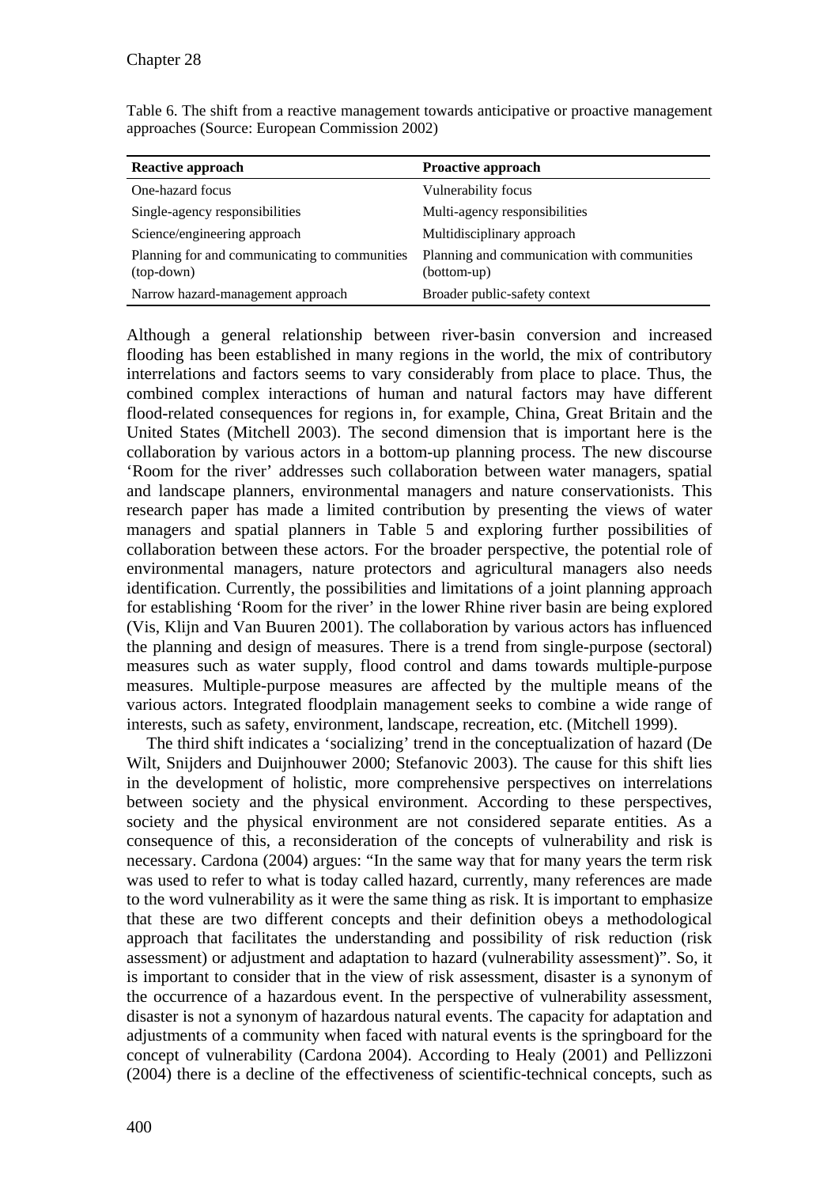Table 6. The shift from a reactive management towards anticipative or proactive management approaches (Source: European Commission 2002)

| Reactive approach | Proactive approach |
|---|---|
| One-hazard focus | Vulnerability focus |
| Single-agency responsibilities | Multi-agency responsibilities |
| Science/engineering approach | Multidisciplinary approach |
| Planning for and communicating to communities (top-down) | Planning and communication with communities (bottom-up) |
| Narrow hazard-management approach | Broader public-safety context |

Although a general relationship between river-basin conversion and increased flooding has been established in many regions in the world, the mix of contributory interrelations and factors seems to vary considerably from place to place. Thus, the combined complex interactions of human and natural factors may have different flood-related consequences for regions in, for example, China, Great Britain and the United States (Mitchell 2003). The second dimension that is important here is the collaboration by various actors in a bottom-up planning process. The new discourse 'Room for the river' addresses such collaboration between water managers, spatial and landscape planners, environmental managers and nature conservationists. This research paper has made a limited contribution by presenting the views of water managers and spatial planners in Table 5 and exploring further possibilities of collaboration between these actors. For the broader perspective, the potential role of environmental managers, nature protectors and agricultural managers also needs identification. Currently, the possibilities and limitations of a joint planning approach for establishing 'Room for the river' in the lower Rhine river basin are being explored (Vis, Klijn and Van Buuren 2001). The collaboration by various actors has influenced the planning and design of measures. There is a trend from single-purpose (sectoral) measures such as water supply, flood control and dams towards multiple-purpose measures. Multiple-purpose measures are affected by the multiple means of the various actors. Integrated floodplain management seeks to combine a wide range of interests, such as safety, environment, landscape, recreation, etc. (Mitchell 1999).

The third shift indicates a 'socializing' trend in the conceptualization of hazard (De Wilt, Snijders and Duijnhouwer 2000; Stefanovic 2003). The cause for this shift lies in the development of holistic, more comprehensive perspectives on interrelations between society and the physical environment. According to these perspectives, society and the physical environment are not considered separate entities. As a consequence of this, a reconsideration of the concepts of vulnerability and risk is necessary. Cardona (2004) argues: "In the same way that for many years the term risk was used to refer to what is today called hazard, currently, many references are made to the word vulnerability as it were the same thing as risk. It is important to emphasize that these are two different concepts and their definition obeys a methodological approach that facilitates the understanding and possibility of risk reduction (risk assessment) or adjustment and adaptation to hazard (vulnerability assessment)". So, it is important to consider that in the view of risk assessment, disaster is a synonym of the occurrence of a hazardous event. In the perspective of vulnerability assessment, disaster is not a synonym of hazardous natural events. The capacity for adaptation and adjustments of a community when faced with natural events is the springboard for the concept of vulnerability (Cardona 2004). According to Healy (2001) and Pellizzoni (2004) there is a decline of the effectiveness of scientific-technical concepts, such as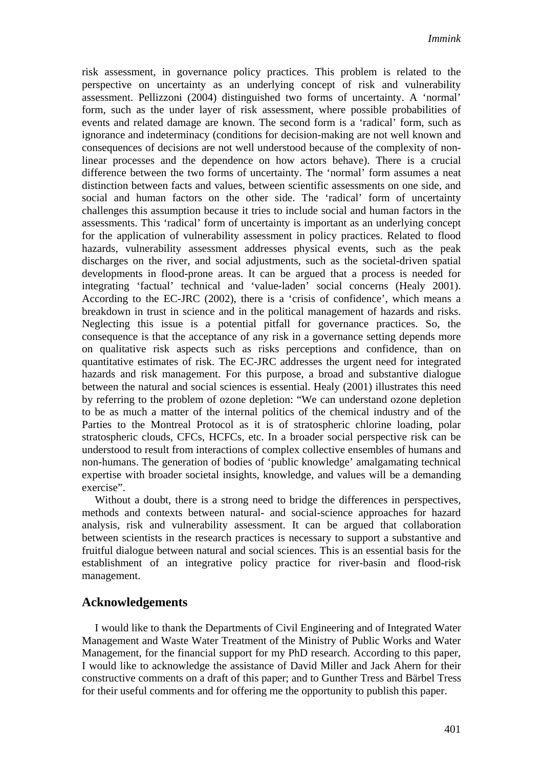risk assessment, in governance policy practices. This problem is related to the perspective on uncertainty as an underlying concept of risk and vulnerability assessment. Pellizzoni (2004) distinguished two forms of uncertainty. A 'normal' form, such as the under layer of risk assessment, where possible probabilities of events and related damage are known. The second form is a 'radical' form, such as ignorance and indeterminacy (conditions for decision-making are not well known and consequences of decisions are not well understood because of the complexity of non-linear processes and the dependence on how actors behave). There is a crucial difference between the two forms of uncertainty. The 'normal' form assumes a neat distinction between facts and values, between scientific assessments on one side, and social and human factors on the other side. The 'radical' form of uncertainty challenges this assumption because it tries to include social and human factors in the assessments. This 'radical' form of uncertainty is important as an underlying concept for the application of vulnerability assessment in policy practices. Related to flood hazards, vulnerability assessment addresses physical events, such as the peak discharges on the river, and social adjustments, such as the societal-driven spatial developments in flood-prone areas. It can be argued that a process is needed for integrating 'factual' technical and 'value-laden' social concerns (Healy 2001). According to the EC-JRC (2002), there is a 'crisis of confidence', which means a breakdown in trust in science and in the political management of hazards and risks. Neglecting this issue is a potential pitfall for governance practices. So, the consequence is that the acceptance of any risk in a governance setting depends more on qualitative risk aspects such as risks perceptions and confidence, than on quantitative estimates of risk. The EC-JRC addresses the urgent need for integrated hazards and risk management. For this purpose, a broad and substantive dialogue between the natural and social sciences is essential. Healy (2001) illustrates this need by referring to the problem of ozone depletion: "We can understand ozone depletion to be as much a matter of the internal politics of the chemical industry and of the Parties to the Montreal Protocol as it is of stratospheric chlorine loading, polar stratospheric clouds, CFCs, HCFCs, etc. In a broader social perspective risk can be understood to result from interactions of complex collective ensembles of humans and non-humans. The generation of bodies of 'public knowledge' amalgamating technical expertise with broader societal insights, knowledge, and values will be a demanding exercise".

Without a doubt, there is a strong need to bridge the differences in perspectives, methods and contexts between natural- and social-science approaches for hazard analysis, risk and vulnerability assessment. It can be argued that collaboration between scientists in the research practices is necessary to support a substantive and fruitful dialogue between natural and social sciences. This is an essential basis for the establishment of an integrative policy practice for river-basin and flood-risk management.

## Acknowledgements

I would like to thank the Departments of Civil Engineering and of Integrated Water Management and Waste Water Treatment of the Ministry of Public Works and Water Management, for the financial support for my PhD research. According to this paper, I would like to acknowledge the assistance of David Miller and Jack Ahern for their constructive comments on a draft of this paper; and to Gunther Tress and Bärbel Tress for their useful comments and for offering me the opportunity to publish this paper.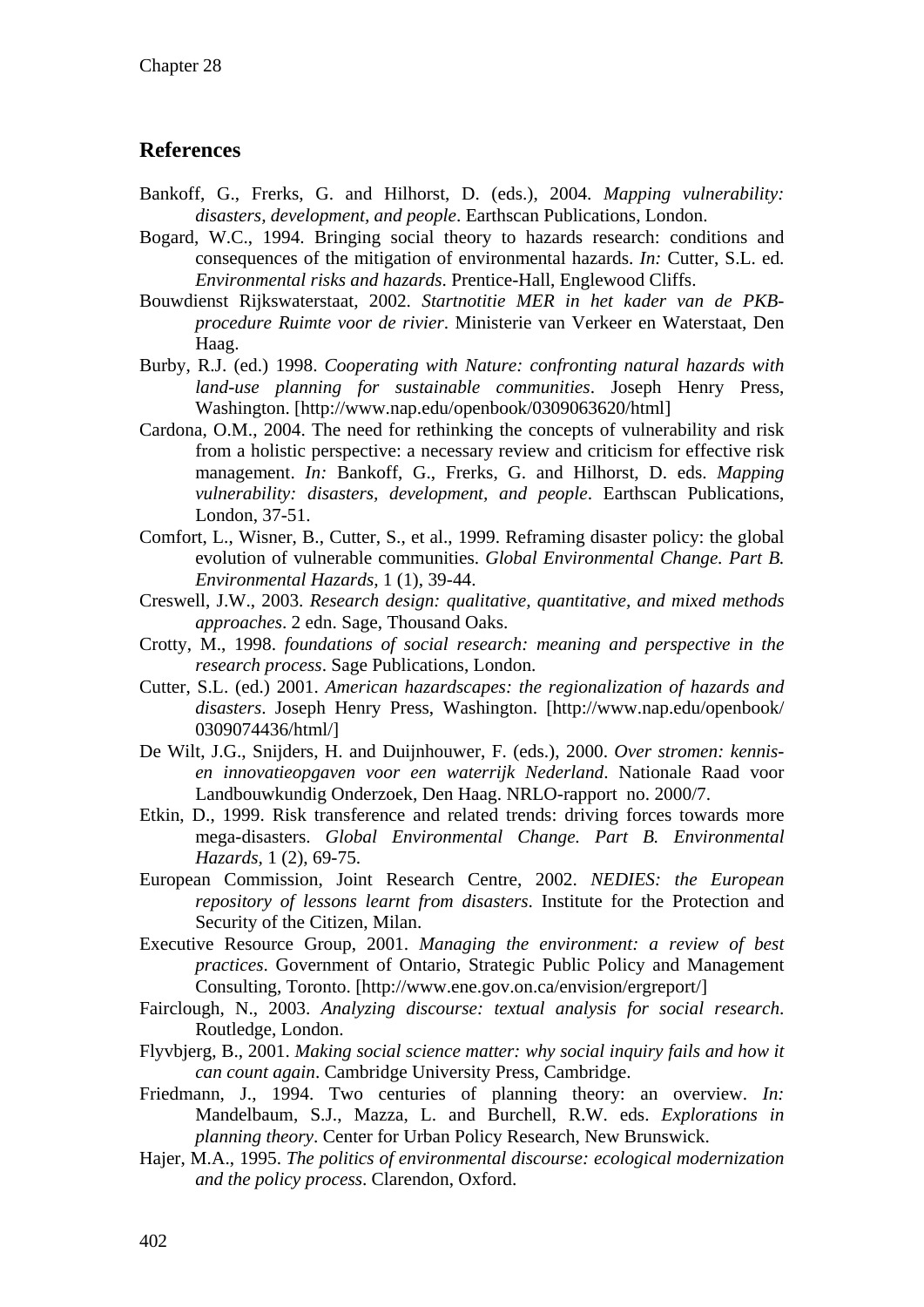## References

Bankoff, G., Frerks, G. and Hilhorst, D. (eds.), 2004. *Mapping vulnerability: disasters, development, and people*. Earthscan Publications, London.

Bogard, W.C., 1994. Bringing social theory to hazards research: conditions and consequences of the mitigation of environmental hazards. *In:* Cutter, S.L. ed. *Environmental risks and hazards*. Prentice-Hall, Englewood Cliffs.

Bouwdienst Rijkswaterstaat, 2002. *Startnotitie MER in het kader van de PKB-procedure Ruimte voor de rivier*. Ministerie van Verkeer en Waterstaat, Den Haag.

Burby, R.J. (ed.) 1998. *Cooperating with Nature: confronting natural hazards with land-use planning for sustainable communities*. Joseph Henry Press, Washington. [http://www.nap.edu/openbook/0309063620/html]

Cardona, O.M., 2004. The need for rethinking the concepts of vulnerability and risk from a holistic perspective: a necessary review and criticism for effective risk management. *In:* Bankoff, G., Frerks, G. and Hilhorst, D. eds. *Mapping vulnerability: disasters, development, and people*. Earthscan Publications, London, 37-51.

Comfort, L., Wisner, B., Cutter, S., et al., 1999. Reframing disaster policy: the global evolution of vulnerable communities. *Global Environmental Change. Part B. Environmental Hazards*, 1 (1), 39-44.

Creswell, J.W., 2003. *Research design: qualitative, quantitative, and mixed methods approaches*. 2 edn. Sage, Thousand Oaks.

Crotty, M., 1998. *foundations of social research: meaning and perspective in the research process*. Sage Publications, London.

Cutter, S.L. (ed.) 2001. *American hazardscapes: the regionalization of hazards and disasters*. Joseph Henry Press, Washington. [http://www.nap.edu/openbook/0309074436/html/]

De Wilt, J.G., Snijders, H. and Duijnhouwer, F. (eds.), 2000. *Over stromen: kennis-en innovatieopgaven voor een waterrijk Nederland*. Nationale Raad voor Landbouwkundig Onderzoek, Den Haag. NRLO-rapport no. 2000/7.

Etkin, D., 1999. Risk transference and related trends: driving forces towards more mega-disasters. *Global Environmental Change. Part B. Environmental Hazards*, 1 (2), 69-75.

European Commission, Joint Research Centre, 2002. *NEDIES: the European repository of lessons learnt from disasters*. Institute for the Protection and Security of the Citizen, Milan.

Executive Resource Group, 2001. *Managing the environment: a review of best practices*. Government of Ontario, Strategic Public Policy and Management Consulting, Toronto. [http://www.ene.gov.on.ca/envision/ergreport/]

Fairclough, N., 2003. *Analyzing discourse: textual analysis for social research*. Routledge, London.

Flyvbjerg, B., 2001. *Making social science matter: why social inquiry fails and how it can count again*. Cambridge University Press, Cambridge.

Friedmann, J., 1994. Two centuries of planning theory: an overview. *In:* Mandelbaum, S.J., Mazza, L. and Burchell, R.W. eds. *Explorations in planning theory*. Center for Urban Policy Research, New Brunswick.

Hajer, M.A., 1995. *The politics of environmental discourse: ecological modernization and the policy process*. Clarendon, Oxford.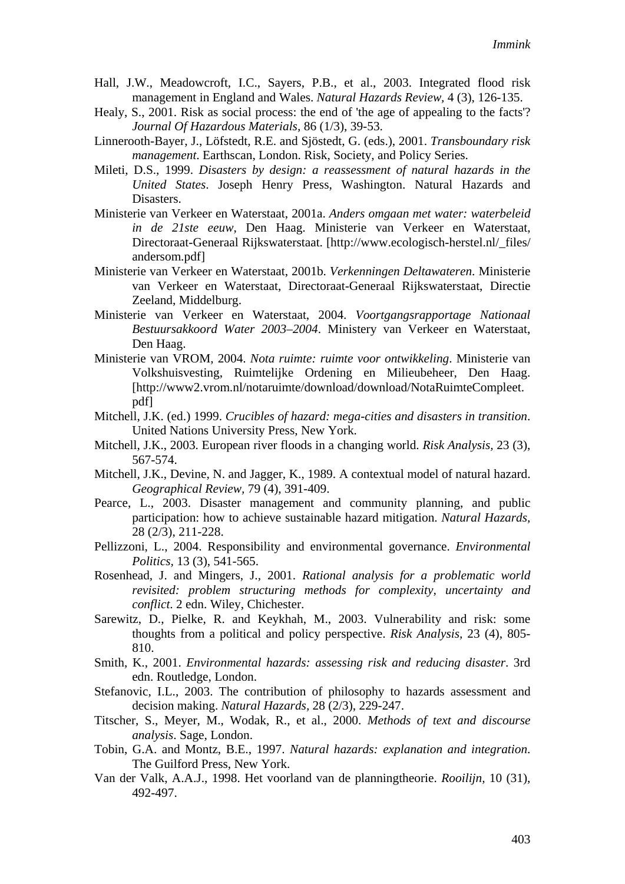Hall, J.W., Meadowcroft, I.C., Sayers, P.B., et al., 2003. Integrated flood risk management in England and Wales. *Natural Hazards Review,* 4 (3), 126-135.

Healy, S., 2001. Risk as social process: the end of 'the age of appealing to the facts'? *Journal Of Hazardous Materials*, 86 (1/3), 39-53.

Linnerooth-Bayer, J., Löfstedt, R.E. and Sjöstedt, G. (eds.), 2001. *Transboundary risk management*. Earthscan, London. Risk, Society, and Policy Series.

Mileti, D.S., 1999. *Disasters by design: a reassessment of natural hazards in the United States*. Joseph Henry Press, Washington. Natural Hazards and Disasters.

Ministerie van Verkeer en Waterstaat, 2001a. *Anders omgaan met water: waterbeleid in de 21ste eeuw,* Den Haag. Ministerie van Verkeer en Waterstaat, Directoraat-Generaal Rijkswaterstaat. [http://www.ecologisch-herstel.nl/_files/andersom.pdf]

Ministerie van Verkeer en Waterstaat, 2001b. *Verkenningen Deltawateren*. Ministerie van Verkeer en Waterstaat, Directoraat-Generaal Rijkswaterstaat, Directie Zeeland, Middelburg.

Ministerie van Verkeer en Waterstaat, 2004. *Voortgangsrapportage Nationaal Bestuursakkoord Water 2003–2004*. Ministery van Verkeer en Waterstaat, Den Haag.

Ministerie van VROM, 2004. *Nota ruimte: ruimte voor ontwikkeling*. Ministerie van Volkshuisvesting, Ruimtelijke Ordening en Milieubeheer, Den Haag. [http://www2.vrom.nl/notaruimte/download/download/NotaRuimteCompleet.pdf]

Mitchell, J.K. (ed.) 1999. *Crucibles of hazard: mega-cities and disasters in transition*. United Nations University Press, New York.

Mitchell, J.K., 2003. European river floods in a changing world. *Risk Analysis,* 23 (3), 567-574.

Mitchell, J.K., Devine, N. and Jagger, K., 1989. A contextual model of natural hazard. *Geographical Review,* 79 (4), 391-409.

Pearce, L., 2003. Disaster management and community planning, and public participation: how to achieve sustainable hazard mitigation. *Natural Hazards,* 28 (2/3), 211-228.

Pellizzoni, L., 2004. Responsibility and environmental governance. *Environmental Politics,* 13 (3), 541-565.

Rosenhead, J. and Mingers, J., 2001. *Rational analysis for a problematic world revisited: problem structuring methods for complexity, uncertainty and conflict*. 2 edn. Wiley, Chichester.

Sarewitz, D., Pielke, R. and Keykhah, M., 2003. Vulnerability and risk: some thoughts from a political and policy perspective. *Risk Analysis,* 23 (4), 805-810.

Smith, K., 2001. *Environmental hazards: assessing risk and reducing disaster*. 3rd edn. Routledge, London.

Stefanovic, I.L., 2003. The contribution of philosophy to hazards assessment and decision making. *Natural Hazards,* 28 (2/3), 229-247.

Titscher, S., Meyer, M., Wodak, R., et al., 2000. *Methods of text and discourse analysis*. Sage, London.

Tobin, G.A. and Montz, B.E., 1997. *Natural hazards: explanation and integration*. The Guilford Press, New York.

Van der Valk, A.A.J., 1998. Het voorland van de planningtheorie. *Rooilijn,* 10 (31), 492-497.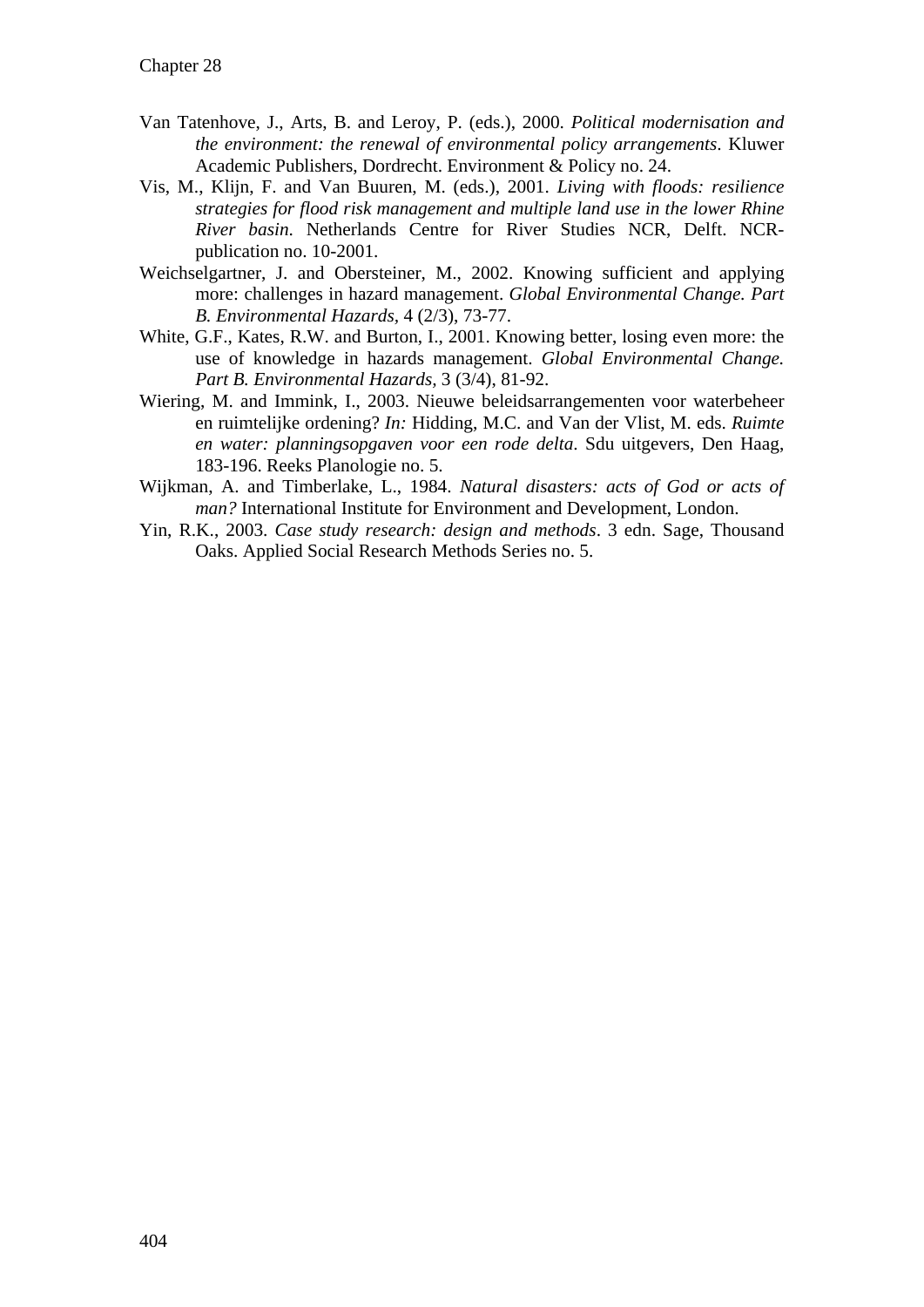Van Tatenhove, J., Arts, B. and Leroy, P. (eds.), 2000. *Political modernisation and the environment: the renewal of environmental policy arrangements*. Kluwer Academic Publishers, Dordrecht. Environment & Policy no. 24.

Vis, M., Klijn, F. and Van Buuren, M. (eds.), 2001. *Living with floods: resilience strategies for flood risk management and multiple land use in the lower Rhine River basin*. Netherlands Centre for River Studies NCR, Delft. NCR-publication no. 10-2001.

Weichselgartner, J. and Obersteiner, M., 2002. Knowing sufficient and applying more: challenges in hazard management. *Global Environmental Change. Part B. Environmental Hazards*, 4 (2/3), 73-77.

White, G.F., Kates, R.W. and Burton, I., 2001. Knowing better, losing even more: the use of knowledge in hazards management. *Global Environmental Change. Part B. Environmental Hazards*, 3 (3/4), 81-92.

Wiering, M. and Immink, I., 2003. Nieuwe beleidsarrangementen voor waterbeheer en ruimtelijke ordening? *In:* Hidding, M.C. and Van der Vlist, M. eds. *Ruimte en water: planningsopgaven voor een rode delta*. Sdu uitgevers, Den Haag, 183-196. Reeks Planologie no. 5.

Wijkman, A. and Timberlake, L., 1984. *Natural disasters: acts of God or acts of man?* International Institute for Environment and Development, London.

Yin, R.K., 2003. *Case study research: design and methods*. 3 edn. Sage, Thousand Oaks. Applied Social Research Methods Series no. 5.